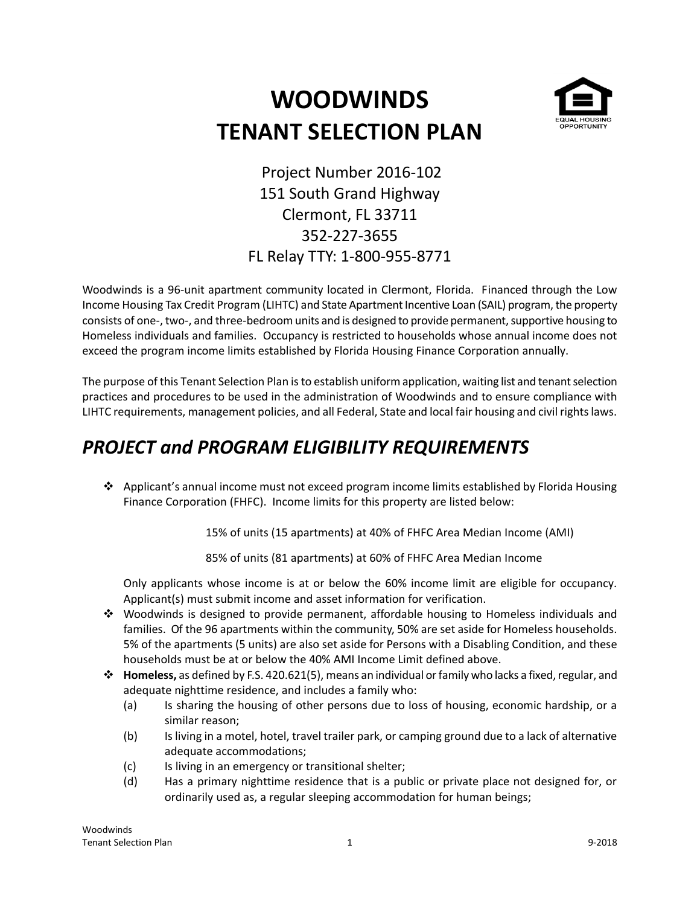# WOODWINDS
# TENANT SELECTION PLAN

Project Number 2016-102
151 South Grand Highway
Clermont, FL 33711
352-227-3655
FL Relay TTY: 1-800-955-8771

Woodwinds is a 96-unit apartment community located in Clermont, Florida. Financed through the Low Income Housing Tax Credit Program (LIHTC) and State Apartment Incentive Loan (SAIL) program, the property consists of one-, two-, and three-bedroom units and is designed to provide permanent, supportive housing to Homeless individuals and families. Occupancy is restricted to households whose annual income does not exceed the program income limits established by Florida Housing Finance Corporation annually.

The purpose of this Tenant Selection Plan is to establish uniform application, waiting list and tenant selection practices and procedures to be used in the administration of Woodwinds and to ensure compliance with LIHTC requirements, management policies, and all Federal, State and local fair housing and civil rights laws.

## *PROJECT and PROGRAM ELIGIBILITY REQUIREMENTS*

- Applicant's annual income must not exceed program income limits established by Florida Housing Finance Corporation (FHFC). Income limits for this property are listed below:

  15% of units (15 apartments) at 40% of FHFC Area Median Income (AMI)

  85% of units (81 apartments) at 60% of FHFC Area Median Income

  Only applicants whose income is at or below the 60% income limit are eligible for occupancy. Applicant(s) must submit income and asset information for verification.
- Woodwinds is designed to provide permanent, affordable housing to Homeless individuals and families. Of the 96 apartments within the community, 50% are set aside for Homeless households. 5% of the apartments (5 units) are also set aside for Persons with a Disabling Condition, and these households must be at or below the 40% AMI Income Limit defined above.
- **Homeless,** as defined by F.S. 420.621(5), means an individual or family who lacks a fixed, regular, and adequate nighttime residence, and includes a family who:
  - (a) Is sharing the housing of other persons due to loss of housing, economic hardship, or a similar reason;
  - (b) Is living in a motel, hotel, travel trailer park, or camping ground due to a lack of alternative adequate accommodations;
  - (c) Is living in an emergency or transitional shelter;
  - (d) Has a primary nighttime residence that is a public or private place not designed for, or ordinarily used as, a regular sleeping accommodation for human beings;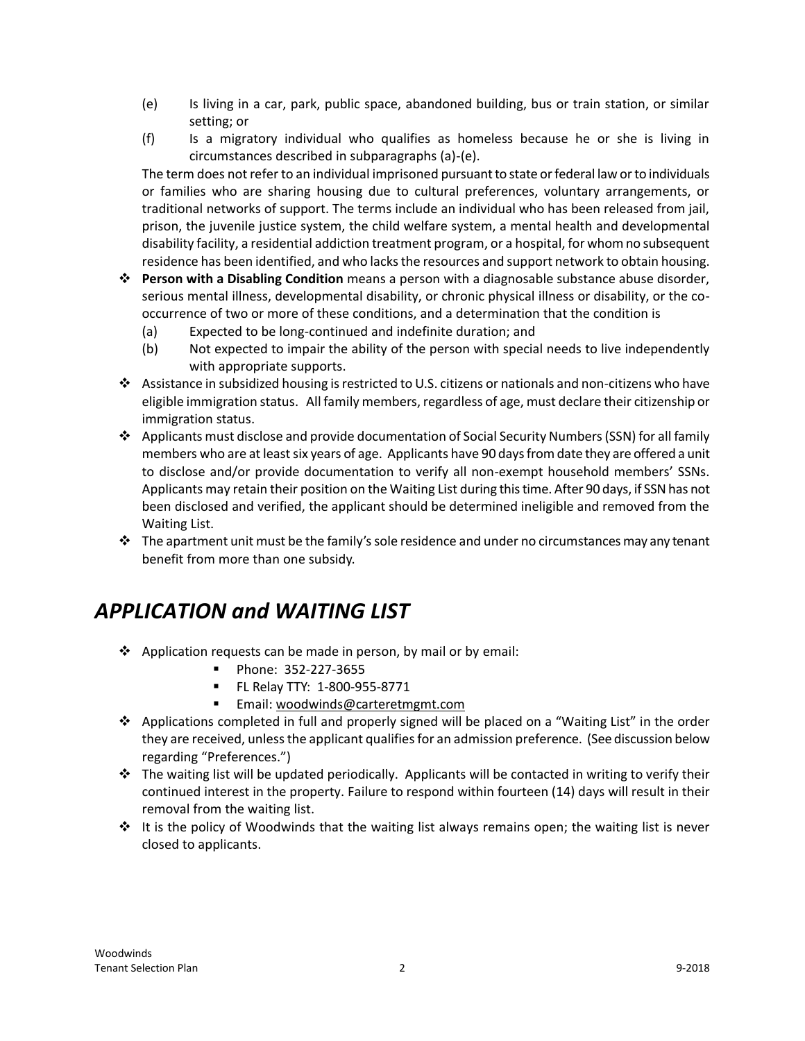(e) Is living in a car, park, public space, abandoned building, bus or train station, or similar setting; or

(f) Is a migratory individual who qualifies as homeless because he or she is living in circumstances described in subparagraphs (a)-(e).

The term does not refer to an individual imprisoned pursuant to state or federal law or to individuals or families who are sharing housing due to cultural preferences, voluntary arrangements, or traditional networks of support. The terms include an individual who has been released from jail, prison, the juvenile justice system, the child welfare system, a mental health and developmental disability facility, a residential addiction treatment program, or a hospital, for whom no subsequent residence has been identified, and who lacks the resources and support network to obtain housing.

- **Person with a Disabling Condition** means a person with a diagnosable substance abuse disorder, serious mental illness, developmental disability, or chronic physical illness or disability, or the co-occurrence of two or more of these conditions, and a determination that the condition is
  - (a) Expected to be long-continued and indefinite duration; and
  - (b) Not expected to impair the ability of the person with special needs to live independently with appropriate supports.
- Assistance in subsidized housing is restricted to U.S. citizens or nationals and non-citizens who have eligible immigration status. All family members, regardless of age, must declare their citizenship or immigration status.
- Applicants must disclose and provide documentation of Social Security Numbers (SSN) for all family members who are at least six years of age. Applicants have 90 days from date they are offered a unit to disclose and/or provide documentation to verify all non-exempt household members' SSNs. Applicants may retain their position on the Waiting List during this time. After 90 days, if SSN has not been disclosed and verified, the applicant should be determined ineligible and removed from the Waiting List.
- The apartment unit must be the family's sole residence and under no circumstances may any tenant benefit from more than one subsidy.

## *APPLICATION and WAITING LIST*

- Application requests can be made in person, by mail or by email:
  - Phone: 352-227-3655
  - FL Relay TTY: 1-800-955-8771
  - Email: woodwinds@carteretmgmt.com
- Applications completed in full and properly signed will be placed on a "Waiting List" in the order they are received, unless the applicant qualifies for an admission preference. (See discussion below regarding "Preferences.")
- The waiting list will be updated periodically. Applicants will be contacted in writing to verify their continued interest in the property. Failure to respond within fourteen (14) days will result in their removal from the waiting list.
- It is the policy of Woodwinds that the waiting list always remains open; the waiting list is never closed to applicants.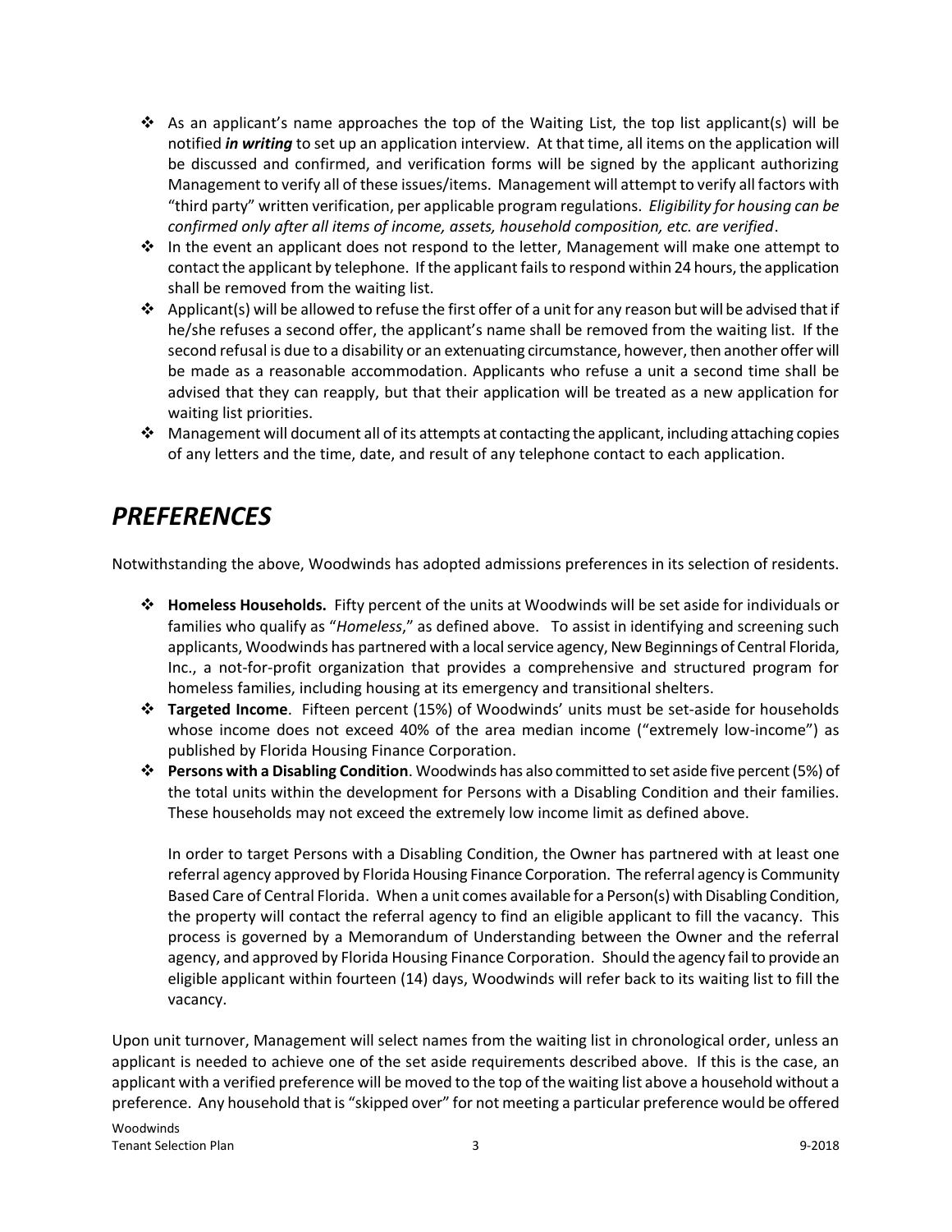- As an applicant's name approaches the top of the Waiting List, the top list applicant(s) will be notified ***in writing*** to set up an application interview. At that time, all items on the application will be discussed and confirmed, and verification forms will be signed by the applicant authorizing Management to verify all of these issues/items. Management will attempt to verify all factors with "third party" written verification, per applicable program regulations. *Eligibility for housing can be confirmed only after all items of income, assets, household composition, etc. are verified*.
- In the event an applicant does not respond to the letter, Management will make one attempt to contact the applicant by telephone. If the applicant fails to respond within 24 hours, the application shall be removed from the waiting list.
- Applicant(s) will be allowed to refuse the first offer of a unit for any reason but will be advised that if he/she refuses a second offer, the applicant's name shall be removed from the waiting list. If the second refusal is due to a disability or an extenuating circumstance, however, then another offer will be made as a reasonable accommodation. Applicants who refuse a unit a second time shall be advised that they can reapply, but that their application will be treated as a new application for waiting list priorities.
- Management will document all of its attempts at contacting the applicant, including attaching copies of any letters and the time, date, and result of any telephone contact to each application.

# *PREFERENCES*

Notwithstanding the above, Woodwinds has adopted admissions preferences in its selection of residents.

- **Homeless Households.** Fifty percent of the units at Woodwinds will be set aside for individuals or families who qualify as "*Homeless*," as defined above. To assist in identifying and screening such applicants, Woodwinds has partnered with a local service agency, New Beginnings of Central Florida, Inc., a not-for-profit organization that provides a comprehensive and structured program for homeless families, including housing at its emergency and transitional shelters.
- **Targeted Income**. Fifteen percent (15%) of Woodwinds' units must be set-aside for households whose income does not exceed 40% of the area median income ("extremely low-income") as published by Florida Housing Finance Corporation.
- **Persons with a Disabling Condition**. Woodwinds has also committed to set aside five percent (5%) of the total units within the development for Persons with a Disabling Condition and their families. These households may not exceed the extremely low income limit as defined above.

  In order to target Persons with a Disabling Condition, the Owner has partnered with at least one referral agency approved by Florida Housing Finance Corporation. The referral agency is Community Based Care of Central Florida. When a unit comes available for a Person(s) with Disabling Condition, the property will contact the referral agency to find an eligible applicant to fill the vacancy. This process is governed by a Memorandum of Understanding between the Owner and the referral agency, and approved by Florida Housing Finance Corporation. Should the agency fail to provide an eligible applicant within fourteen (14) days, Woodwinds will refer back to its waiting list to fill the vacancy.

Upon unit turnover, Management will select names from the waiting list in chronological order, unless an applicant is needed to achieve one of the set aside requirements described above. If this is the case, an applicant with a verified preference will be moved to the top of the waiting list above a household without a preference. Any household that is "skipped over" for not meeting a particular preference would be offered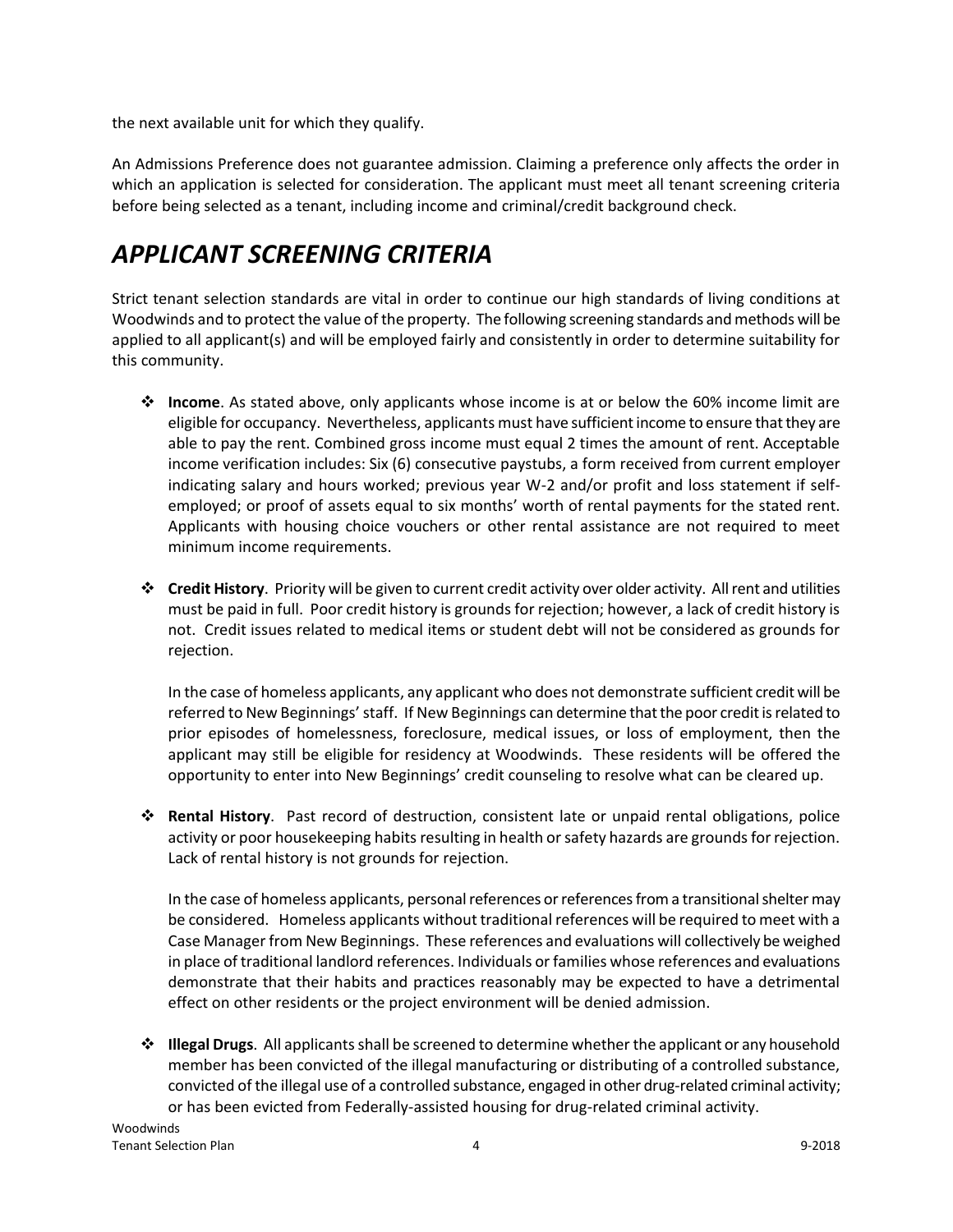the next available unit for which they qualify.

An Admissions Preference does not guarantee admission. Claiming a preference only affects the order in which an application is selected for consideration. The applicant must meet all tenant screening criteria before being selected as a tenant, including income and criminal/credit background check.

# *APPLICANT SCREENING CRITERIA*

Strict tenant selection standards are vital in order to continue our high standards of living conditions at Woodwinds and to protect the value of the property. The following screening standards and methods will be applied to all applicant(s) and will be employed fairly and consistently in order to determine suitability for this community.

- **Income**. As stated above, only applicants whose income is at or below the 60% income limit are eligible for occupancy. Nevertheless, applicants must have sufficient income to ensure that they are able to pay the rent. Combined gross income must equal 2 times the amount of rent. Acceptable income verification includes: Six (6) consecutive paystubs, a form received from current employer indicating salary and hours worked; previous year W-2 and/or profit and loss statement if self-employed; or proof of assets equal to six months' worth of rental payments for the stated rent. Applicants with housing choice vouchers or other rental assistance are not required to meet minimum income requirements.

- **Credit History**. Priority will be given to current credit activity over older activity. All rent and utilities must be paid in full. Poor credit history is grounds for rejection; however, a lack of credit history is not. Credit issues related to medical items or student debt will not be considered as grounds for rejection.

  In the case of homeless applicants, any applicant who does not demonstrate sufficient credit will be referred to New Beginnings' staff. If New Beginnings can determine that the poor credit is related to prior episodes of homelessness, foreclosure, medical issues, or loss of employment, then the applicant may still be eligible for residency at Woodwinds. These residents will be offered the opportunity to enter into New Beginnings' credit counseling to resolve what can be cleared up.

- **Rental History**. Past record of destruction, consistent late or unpaid rental obligations, police activity or poor housekeeping habits resulting in health or safety hazards are grounds for rejection. Lack of rental history is not grounds for rejection.

  In the case of homeless applicants, personal references or references from a transitional shelter may be considered. Homeless applicants without traditional references will be required to meet with a Case Manager from New Beginnings. These references and evaluations will collectively be weighed in place of traditional landlord references. Individuals or families whose references and evaluations demonstrate that their habits and practices reasonably may be expected to have a detrimental effect on other residents or the project environment will be denied admission.

- **Illegal Drugs**. All applicants shall be screened to determine whether the applicant or any household member has been convicted of the illegal manufacturing or distributing of a controlled substance, convicted of the illegal use of a controlled substance, engaged in other drug-related criminal activity; or has been evicted from Federally-assisted housing for drug-related criminal activity.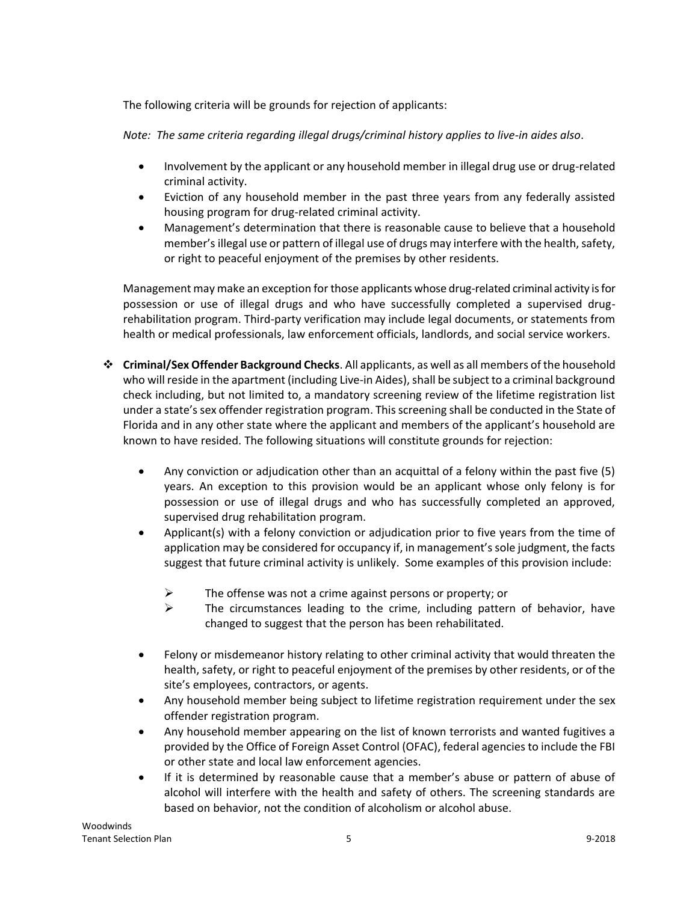The following criteria will be grounds for rejection of applicants:

*Note: The same criteria regarding illegal drugs/criminal history applies to live-in aides also*.

- Involvement by the applicant or any household member in illegal drug use or drug-related criminal activity.
- Eviction of any household member in the past three years from any federally assisted housing program for drug-related criminal activity.
- Management's determination that there is reasonable cause to believe that a household member's illegal use or pattern of illegal use of drugs may interfere with the health, safety, or right to peaceful enjoyment of the premises by other residents.

Management may make an exception for those applicants whose drug-related criminal activity is for possession or use of illegal drugs and who have successfully completed a supervised drug-rehabilitation program. Third-party verification may include legal documents, or statements from health or medical professionals, law enforcement officials, landlords, and social service workers.

- **Criminal/Sex Offender Background Checks**. All applicants, as well as all members of the household who will reside in the apartment (including Live-in Aides), shall be subject to a criminal background check including, but not limited to, a mandatory screening review of the lifetime registration list under a state's sex offender registration program. This screening shall be conducted in the State of Florida and in any other state where the applicant and members of the applicant's household are known to have resided. The following situations will constitute grounds for rejection:

  - Any conviction or adjudication other than an acquittal of a felony within the past five (5) years. An exception to this provision would be an applicant whose only felony is for possession or use of illegal drugs and who has successfully completed an approved, supervised drug rehabilitation program.
  - Applicant(s) with a felony conviction or adjudication prior to five years from the time of application may be considered for occupancy if, in management's sole judgment, the facts suggest that future criminal activity is unlikely. Some examples of this provision include:

    - The offense was not a crime against persons or property; or
    - The circumstances leading to the crime, including pattern of behavior, have changed to suggest that the person has been rehabilitated.

  - Felony or misdemeanor history relating to other criminal activity that would threaten the health, safety, or right to peaceful enjoyment of the premises by other residents, or of the site's employees, contractors, or agents.
  - Any household member being subject to lifetime registration requirement under the sex offender registration program.
  - Any household member appearing on the list of known terrorists and wanted fugitives a provided by the Office of Foreign Asset Control (OFAC), federal agencies to include the FBI or other state and local law enforcement agencies.
  - If it is determined by reasonable cause that a member's abuse or pattern of abuse of alcohol will interfere with the health and safety of others. The screening standards are based on behavior, not the condition of alcoholism or alcohol abuse.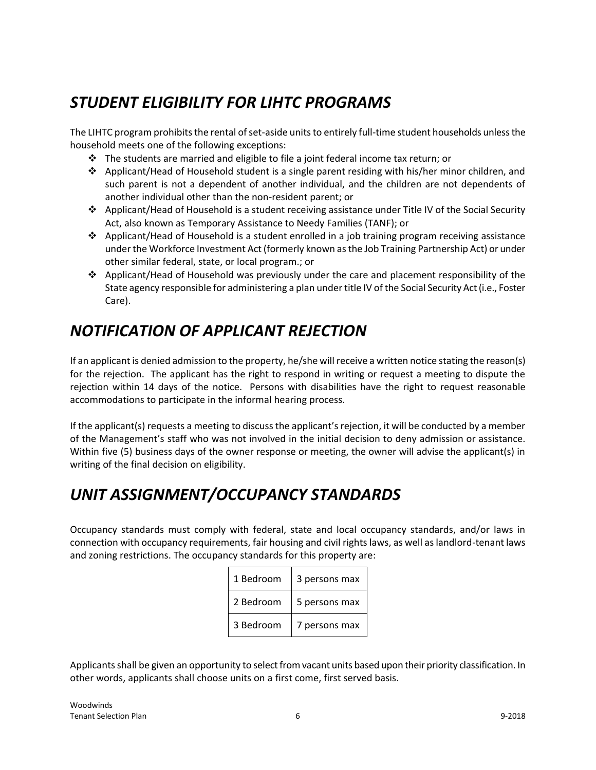## *STUDENT ELIGIBILITY FOR LIHTC PROGRAMS*

The LIHTC program prohibits the rental of set-aside units to entirely full-time student households unless the household meets one of the following exceptions:

- The students are married and eligible to file a joint federal income tax return; or
- Applicant/Head of Household student is a single parent residing with his/her minor children, and such parent is not a dependent of another individual, and the children are not dependents of another individual other than the non-resident parent; or
- Applicant/Head of Household is a student receiving assistance under Title IV of the Social Security Act, also known as Temporary Assistance to Needy Families (TANF); or
- Applicant/Head of Household is a student enrolled in a job training program receiving assistance under the Workforce Investment Act (formerly known as the Job Training Partnership Act) or under other similar federal, state, or local program.; or
- Applicant/Head of Household was previously under the care and placement responsibility of the State agency responsible for administering a plan under title IV of the Social Security Act (i.e., Foster Care).

## *NOTIFICATION OF APPLICANT REJECTION*

If an applicant is denied admission to the property, he/she will receive a written notice stating the reason(s) for the rejection. The applicant has the right to respond in writing or request a meeting to dispute the rejection within 14 days of the notice. Persons with disabilities have the right to request reasonable accommodations to participate in the informal hearing process.

If the applicant(s) requests a meeting to discuss the applicant's rejection, it will be conducted by a member of the Management's staff who was not involved in the initial decision to deny admission or assistance. Within five (5) business days of the owner response or meeting, the owner will advise the applicant(s) in writing of the final decision on eligibility.

## *UNIT ASSIGNMENT/OCCUPANCY STANDARDS*

Occupancy standards must comply with federal, state and local occupancy standards, and/or laws in connection with occupancy requirements, fair housing and civil rights laws, as well as landlord-tenant laws and zoning restrictions. The occupancy standards for this property are:

| Unit Size | Maximum Occupancy |
|---|---|
| 1 Bedroom | 3 persons max |
| 2 Bedroom | 5 persons max |
| 3 Bedroom | 7 persons max |

Applicants shall be given an opportunity to select from vacant units based upon their priority classification. In other words, applicants shall choose units on a first come, first served basis.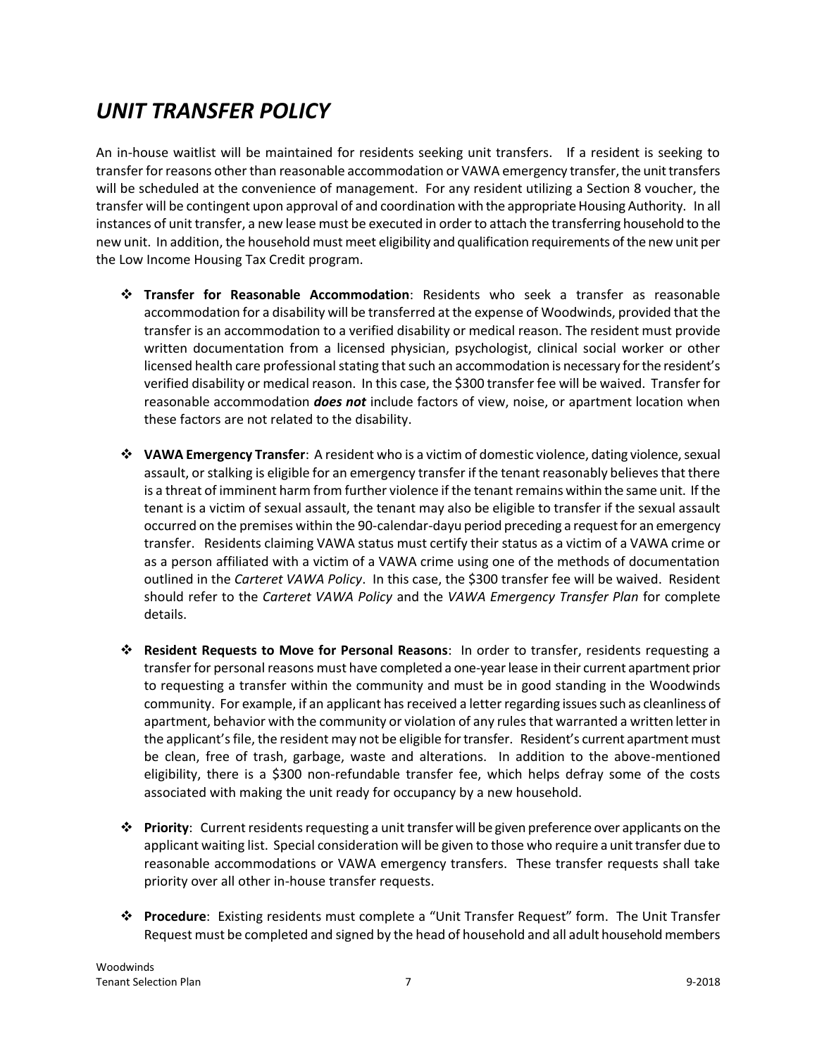# *UNIT TRANSFER POLICY*

An in-house waitlist will be maintained for residents seeking unit transfers. If a resident is seeking to transfer for reasons other than reasonable accommodation or VAWA emergency transfer, the unit transfers will be scheduled at the convenience of management. For any resident utilizing a Section 8 voucher, the transfer will be contingent upon approval of and coordination with the appropriate Housing Authority. In all instances of unit transfer, a new lease must be executed in order to attach the transferring household to the new unit. In addition, the household must meet eligibility and qualification requirements of the new unit per the Low Income Housing Tax Credit program.

- **Transfer for Reasonable Accommodation**: Residents who seek a transfer as reasonable accommodation for a disability will be transferred at the expense of Woodwinds, provided that the transfer is an accommodation to a verified disability or medical reason. The resident must provide written documentation from a licensed physician, psychologist, clinical social worker or other licensed health care professional stating that such an accommodation is necessary for the resident's verified disability or medical reason. In this case, the $300 transfer fee will be waived. Transfer for reasonable accommodation ***does not*** include factors of view, noise, or apartment location when these factors are not related to the disability.

- **VAWA Emergency Transfer**: A resident who is a victim of domestic violence, dating violence, sexual assault, or stalking is eligible for an emergency transfer if the tenant reasonably believes that there is a threat of imminent harm from further violence if the tenant remains within the same unit. If the tenant is a victim of sexual assault, the tenant may also be eligible to transfer if the sexual assault occurred on the premises within the 90-calendar-dayu period preceding a request for an emergency transfer. Residents claiming VAWA status must certify their status as a victim of a VAWA crime or as a person affiliated with a victim of a VAWA crime using one of the methods of documentation outlined in the *Carteret VAWA Policy*. In this case, the $300 transfer fee will be waived. Resident should refer to the *Carteret VAWA Policy* and the *VAWA Emergency Transfer Plan* for complete details.

- **Resident Requests to Move for Personal Reasons**: In order to transfer, residents requesting a transfer for personal reasons must have completed a one-year lease in their current apartment prior to requesting a transfer within the community and must be in good standing in the Woodwinds community. For example, if an applicant has received a letter regarding issues such as cleanliness of apartment, behavior with the community or violation of any rules that warranted a written letter in the applicant's file, the resident may not be eligible for transfer. Resident's current apartment must be clean, free of trash, garbage, waste and alterations. In addition to the above-mentioned eligibility, there is a $300 non-refundable transfer fee, which helps defray some of the costs associated with making the unit ready for occupancy by a new household.

- **Priority**: Current residents requesting a unit transfer will be given preference over applicants on the applicant waiting list. Special consideration will be given to those who require a unit transfer due to reasonable accommodations or VAWA emergency transfers. These transfer requests shall take priority over all other in-house transfer requests.

- **Procedure**: Existing residents must complete a "Unit Transfer Request" form. The Unit Transfer Request must be completed and signed by the head of household and all adult household members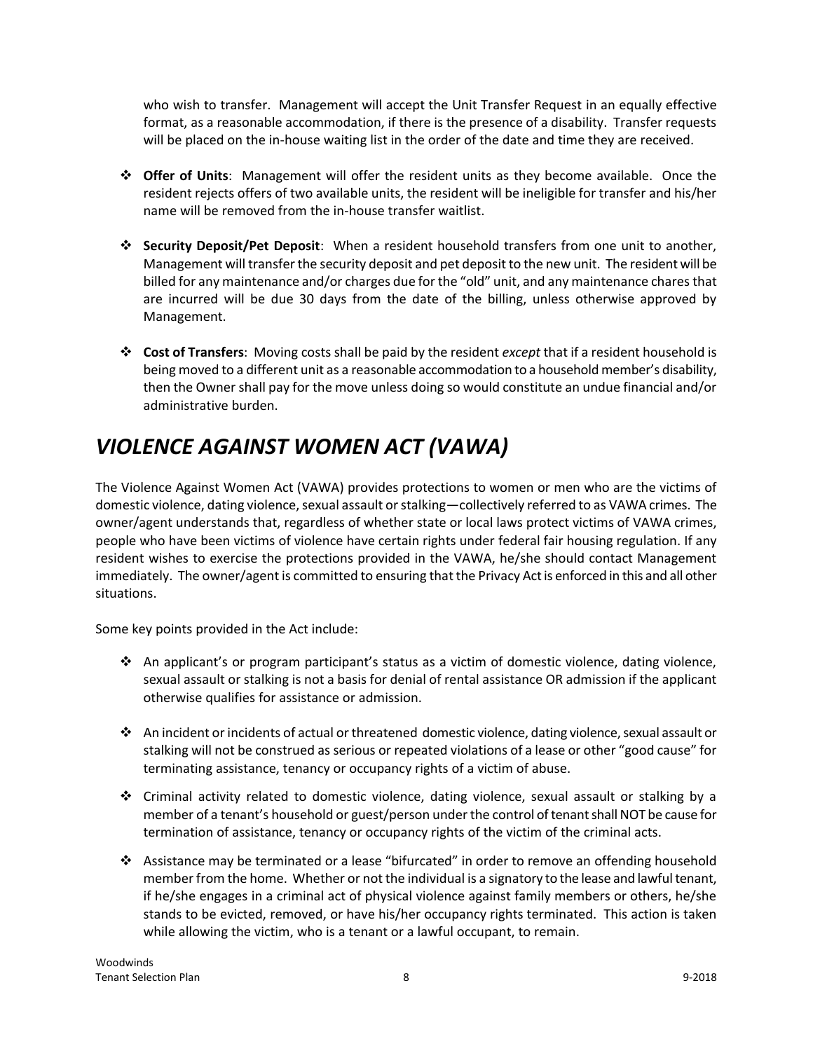who wish to transfer. Management will accept the Unit Transfer Request in an equally effective format, as a reasonable accommodation, if there is the presence of a disability. Transfer requests will be placed on the in-house waiting list in the order of the date and time they are received.

- **Offer of Units**: Management will offer the resident units as they become available. Once the resident rejects offers of two available units, the resident will be ineligible for transfer and his/her name will be removed from the in-house transfer waitlist.

- **Security Deposit/Pet Deposit**: When a resident household transfers from one unit to another, Management will transfer the security deposit and pet deposit to the new unit. The resident will be billed for any maintenance and/or charges due for the "old" unit, and any maintenance chares that are incurred will be due 30 days from the date of the billing, unless otherwise approved by Management.

- **Cost of Transfers**: Moving costs shall be paid by the resident *except* that if a resident household is being moved to a different unit as a reasonable accommodation to a household member's disability, then the Owner shall pay for the move unless doing so would constitute an undue financial and/or administrative burden.

# *VIOLENCE AGAINST WOMEN ACT (VAWA)*

The Violence Against Women Act (VAWA) provides protections to women or men who are the victims of domestic violence, dating violence, sexual assault or stalking—collectively referred to as VAWA crimes. The owner/agent understands that, regardless of whether state or local laws protect victims of VAWA crimes, people who have been victims of violence have certain rights under federal fair housing regulation. If any resident wishes to exercise the protections provided in the VAWA, he/she should contact Management immediately. The owner/agent is committed to ensuring that the Privacy Act is enforced in this and all other situations.

Some key points provided in the Act include:

- An applicant's or program participant's status as a victim of domestic violence, dating violence, sexual assault or stalking is not a basis for denial of rental assistance OR admission if the applicant otherwise qualifies for assistance or admission.

- An incident or incidents of actual or threatened domestic violence, dating violence, sexual assault or stalking will not be construed as serious or repeated violations of a lease or other "good cause" for terminating assistance, tenancy or occupancy rights of a victim of abuse.

- Criminal activity related to domestic violence, dating violence, sexual assault or stalking by a member of a tenant's household or guest/person under the control of tenant shall NOT be cause for termination of assistance, tenancy or occupancy rights of the victim of the criminal acts.

- Assistance may be terminated or a lease "bifurcated" in order to remove an offending household member from the home. Whether or not the individual is a signatory to the lease and lawful tenant, if he/she engages in a criminal act of physical violence against family members or others, he/she stands to be evicted, removed, or have his/her occupancy rights terminated. This action is taken while allowing the victim, who is a tenant or a lawful occupant, to remain.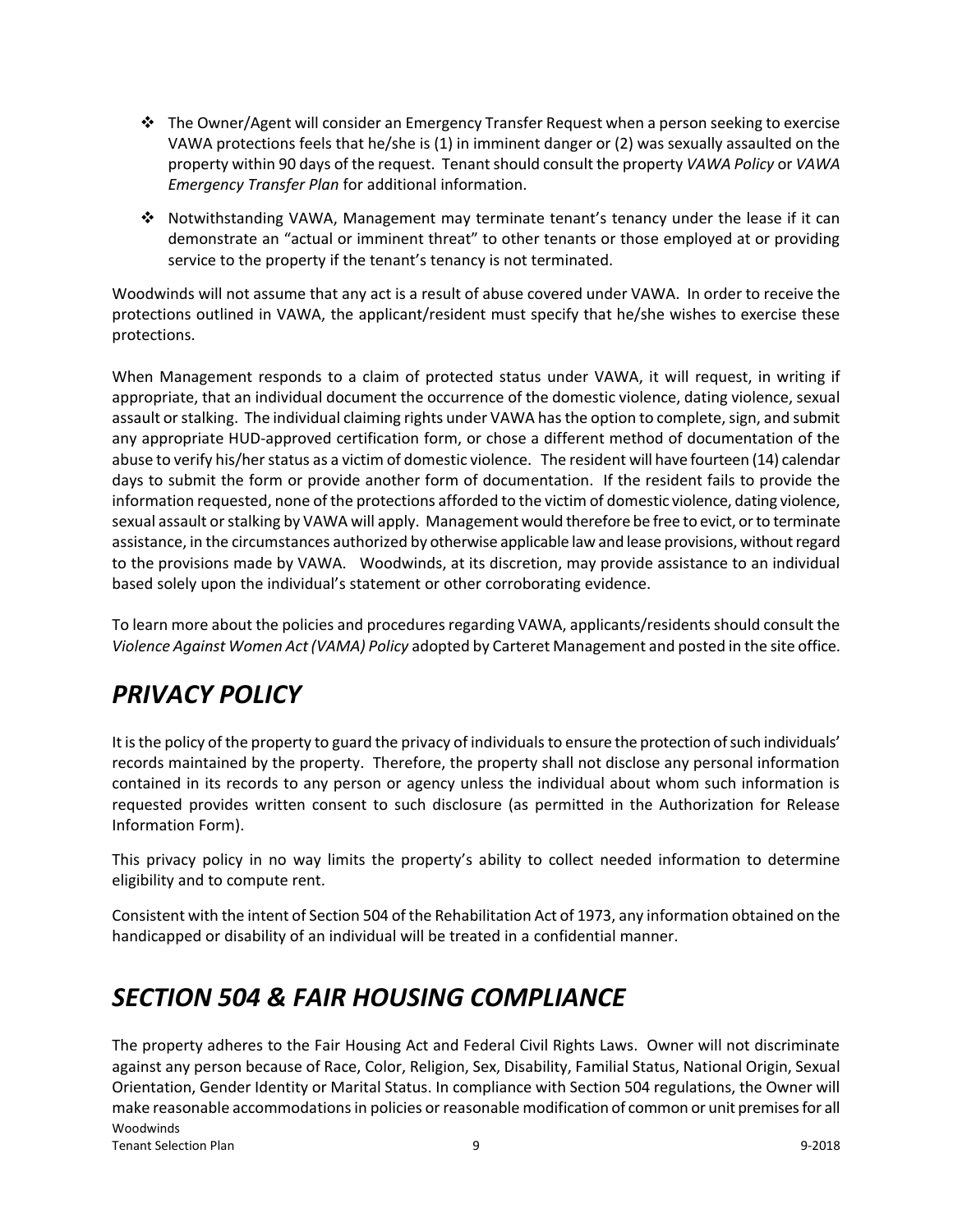- The Owner/Agent will consider an Emergency Transfer Request when a person seeking to exercise VAWA protections feels that he/she is (1) in imminent danger or (2) was sexually assaulted on the property within 90 days of the request. Tenant should consult the property *VAWA Policy* or *VAWA Emergency Transfer Plan* for additional information.
- Notwithstanding VAWA, Management may terminate tenant's tenancy under the lease if it can demonstrate an "actual or imminent threat" to other tenants or those employed at or providing service to the property if the tenant's tenancy is not terminated.

Woodwinds will not assume that any act is a result of abuse covered under VAWA. In order to receive the protections outlined in VAWA, the applicant/resident must specify that he/she wishes to exercise these protections.

When Management responds to a claim of protected status under VAWA, it will request, in writing if appropriate, that an individual document the occurrence of the domestic violence, dating violence, sexual assault or stalking. The individual claiming rights under VAWA has the option to complete, sign, and submit any appropriate HUD-approved certification form, or chose a different method of documentation of the abuse to verify his/her status as a victim of domestic violence. The resident will have fourteen (14) calendar days to submit the form or provide another form of documentation. If the resident fails to provide the information requested, none of the protections afforded to the victim of domestic violence, dating violence, sexual assault or stalking by VAWA will apply. Management would therefore be free to evict, or to terminate assistance, in the circumstances authorized by otherwise applicable law and lease provisions, without regard to the provisions made by VAWA. Woodwinds, at its discretion, may provide assistance to an individual based solely upon the individual's statement or other corroborating evidence.

To learn more about the policies and procedures regarding VAWA, applicants/residents should consult the *Violence Against Women Act (VAMA) Policy* adopted by Carteret Management and posted in the site office.

# *PRIVACY POLICY*

It is the policy of the property to guard the privacy of individuals to ensure the protection of such individuals' records maintained by the property. Therefore, the property shall not disclose any personal information contained in its records to any person or agency unless the individual about whom such information is requested provides written consent to such disclosure (as permitted in the Authorization for Release Information Form).

This privacy policy in no way limits the property's ability to collect needed information to determine eligibility and to compute rent.

Consistent with the intent of Section 504 of the Rehabilitation Act of 1973, any information obtained on the handicapped or disability of an individual will be treated in a confidential manner.

# *SECTION 504 & FAIR HOUSING COMPLIANCE*

The property adheres to the Fair Housing Act and Federal Civil Rights Laws. Owner will not discriminate against any person because of Race, Color, Religion, Sex, Disability, Familial Status, National Origin, Sexual Orientation, Gender Identity or Marital Status. In compliance with Section 504 regulations, the Owner will make reasonable accommodations in policies or reasonable modification of common or unit premises for all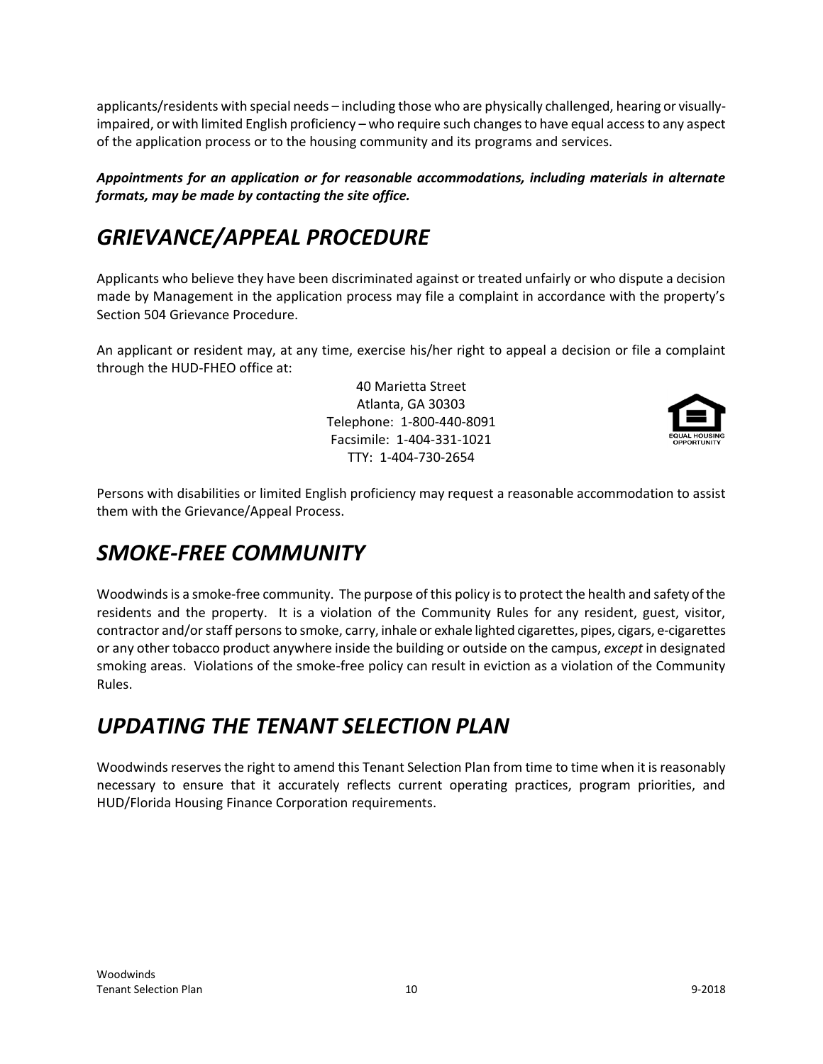applicants/residents with special needs – including those who are physically challenged, hearing or visually-impaired, or with limited English proficiency – who require such changes to have equal access to any aspect of the application process or to the housing community and its programs and services.

***Appointments for an application or for reasonable accommodations, including materials in alternate formats, may be made by contacting the site office.***

# *GRIEVANCE/APPEAL PROCEDURE*

Applicants who believe they have been discriminated against or treated unfairly or who dispute a decision made by Management in the application process may file a complaint in accordance with the property's Section 504 Grievance Procedure.

An applicant or resident may, at any time, exercise his/her right to appeal a decision or file a complaint through the HUD-FHEO office at:

40 Marietta Street
Atlanta, GA 30303
Telephone: 1-800-440-8091
Facsimile: 1-404-331-1021
TTY: 1-404-730-2654

EQUAL HOUSING OPPORTUNITY

Persons with disabilities or limited English proficiency may request a reasonable accommodation to assist them with the Grievance/Appeal Process.

# *SMOKE-FREE COMMUNITY*

Woodwinds is a smoke-free community. The purpose of this policy is to protect the health and safety of the residents and the property. It is a violation of the Community Rules for any resident, guest, visitor, contractor and/or staff persons to smoke, carry, inhale or exhale lighted cigarettes, pipes, cigars, e-cigarettes or any other tobacco product anywhere inside the building or outside on the campus, *except* in designated smoking areas. Violations of the smoke-free policy can result in eviction as a violation of the Community Rules.

# *UPDATING THE TENANT SELECTION PLAN*

Woodwinds reserves the right to amend this Tenant Selection Plan from time to time when it is reasonably necessary to ensure that it accurately reflects current operating practices, program priorities, and HUD/Florida Housing Finance Corporation requirements.